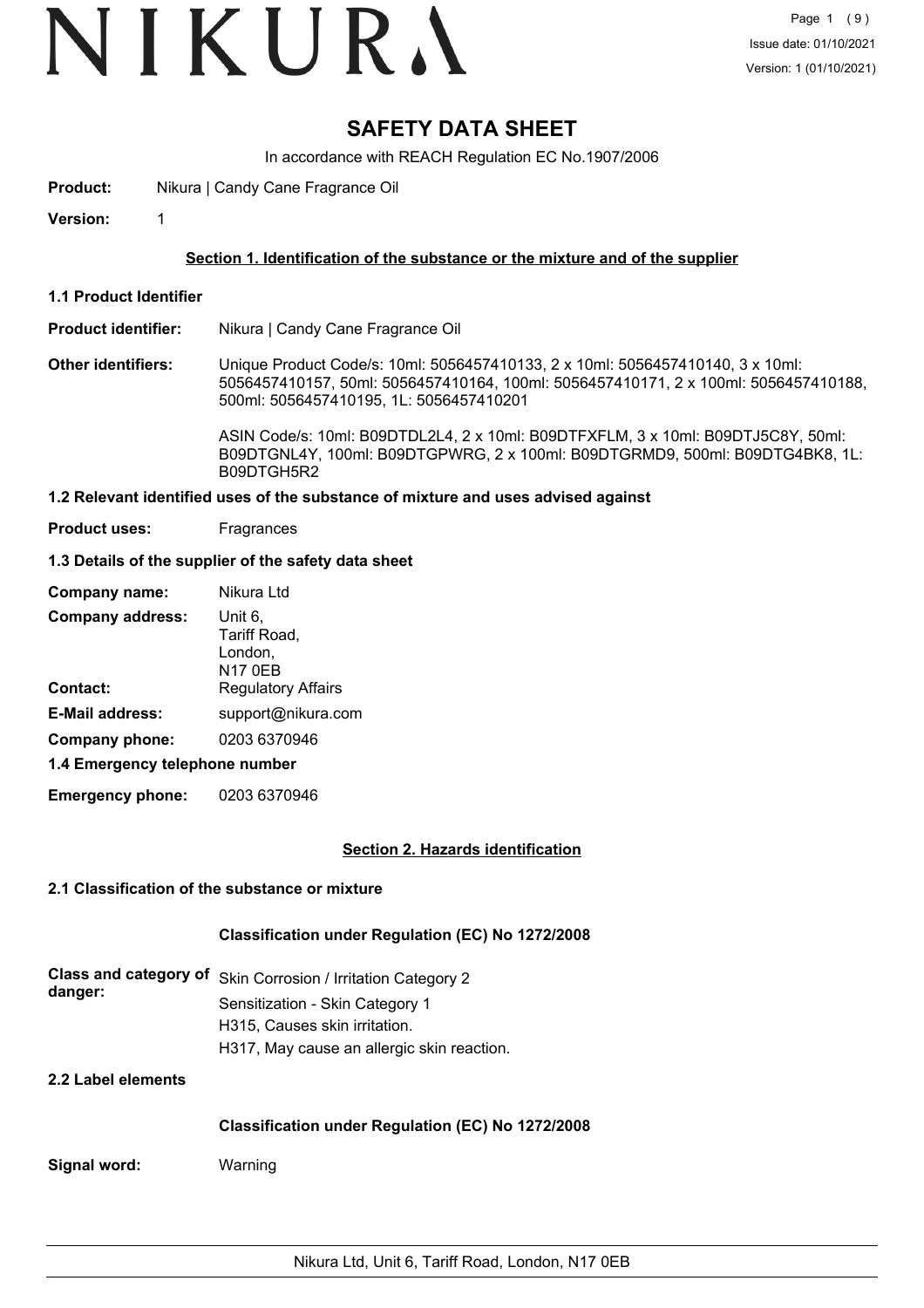# SAFETY DATA SHEET

In accordance with REACH Regulation EC No.1907/2006

**Product:** Nikura | Candy Cane Fragrance Oil

**Version:** 1

## Section 1. Identification of the substance or the mixture and of the supplier

**1.1 Product Identifier**

**Product identifier:** Nikura | Candy Cane Fragrance Oil

**Other identifiers:** Unique Product Code/s: 10ml: 5056457410133, 2 x 10ml: 5056457410140, 3 x 10ml: 5056457410157, 50ml: 5056457410164, 100ml: 5056457410171, 2 x 100ml: 5056457410188, 500ml: 5056457410195, 1L: 5056457410201

ASIN Code/s: 10ml: B09DTDL2L4, 2 x 10ml: B09DTFXFLM, 3 x 10ml: B09DTJ5C8Y, 50ml: B09DTGNL4Y, 100ml: B09DTGPWRG, 2 x 100ml: B09DTGRMD9, 500ml: B09DTG4BK8, 1L: B09DTGH5R2

**1.2 Relevant identified uses of the substance of mixture and uses advised against**

**Product uses:** Fragrances

**1.3 Details of the supplier of the safety data sheet**

**Company name:** Nikura Ltd

**Company address:** Unit 6, Tariff Road, London, N17 0EB

**Contact:** Regulatory Affairs

**E-Mail address:** support@nikura.com

**Company phone:** 0203 6370946

**1.4 Emergency telephone number**

**Emergency phone:** 0203 6370946

## Section 2. Hazards identification

**2.1 Classification of the substance or mixture**

**Classification under Regulation (EC) No 1272/2008**

**Class and category of danger:** Skin Corrosion / Irritation Category 2
Sensitization - Skin Category 1
H315, Causes skin irritation.
H317, May cause an allergic skin reaction.

**2.2 Label elements**

**Classification under Regulation (EC) No 1272/2008**

**Signal word:** Warning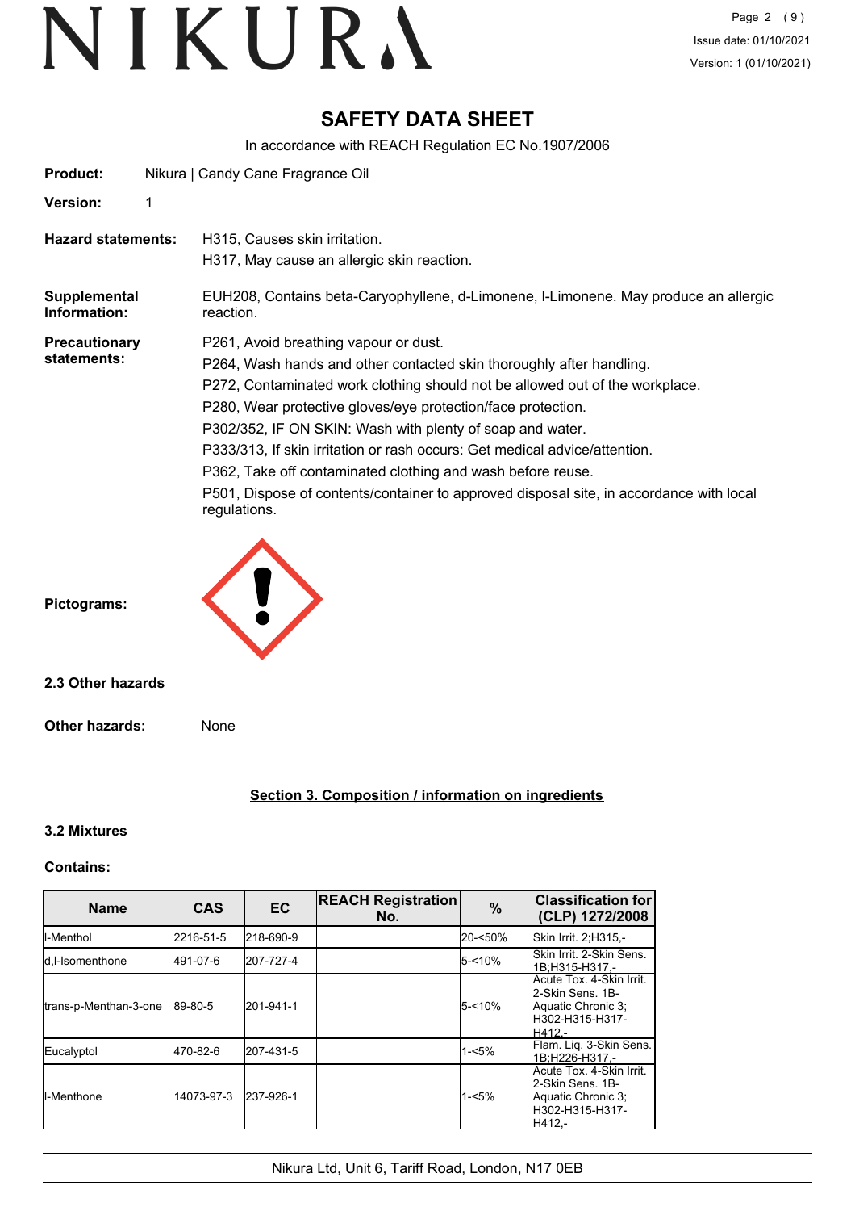# SAFETY DATA SHEET

In accordance with REACH Regulation EC No.1907/2006

**Product:** Nikura | Candy Cane Fragrance Oil

**Version:** 1

**Hazard statements:**
H315, Causes skin irritation.
H317, May cause an allergic skin reaction.

**Supplemental Information:**
EUH208, Contains beta-Caryophyllene, d-Limonene, l-Limonene. May produce an allergic reaction.

**Precautionary statements:**
P261, Avoid breathing vapour or dust.
P264, Wash hands and other contacted skin thoroughly after handling.
P272, Contaminated work clothing should not be allowed out of the workplace.
P280, Wear protective gloves/eye protection/face protection.
P302/352, IF ON SKIN: Wash with plenty of soap and water.
P333/313, If skin irritation or rash occurs: Get medical advice/attention.
P362, Take off contaminated clothing and wash before reuse.
P501, Dispose of contents/container to approved disposal site, in accordance with local regulations.

**Pictograms:**

### 2.3 Other hazards

**Other hazards:** None

## Section 3. Composition / information on ingredients

### 3.2 Mixtures

**Contains:**

| Name | CAS | EC | REACH Registration No. | % | Classification for (CLP) 1272/2008 |
|---|---|---|---|---|---|
| l-Menthol | 2216-51-5 | 218-690-9 | | 20-<50% | Skin Irrit. 2;H315,- |
| d,l-Isomenthone | 491-07-6 | 207-727-4 | | 5-<10% | Skin Irrit. 2-Skin Sens. 1B;H315-H317,- |
| trans-p-Menthan-3-one | 89-80-5 | 201-941-1 | | 5-<10% | Acute Tox. 4-Skin Irrit. 2-Skin Sens. 1B-Aquatic Chronic 3; H302-H315-H317-H412,- |
| Eucalyptol | 470-82-6 | 207-431-5 | | 1-<5% | Flam. Liq. 3-Skin Sens. 1B;H226-H317,- |
| l-Menthone | 14073-97-3 | 237-926-1 | | 1-<5% | Acute Tox. 4-Skin Irrit. 2-Skin Sens. 1B-Aquatic Chronic 3; H302-H315-H317-H412,- |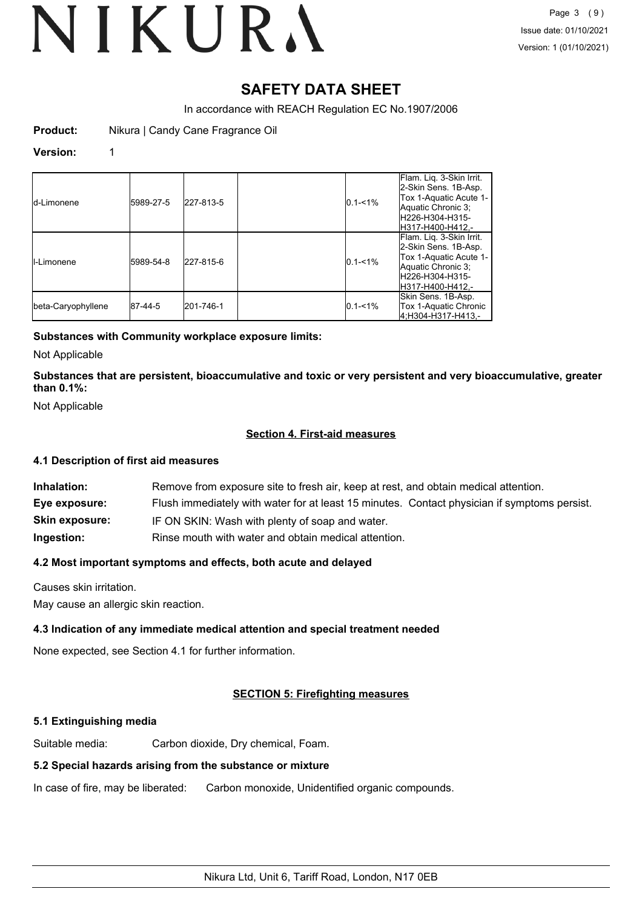# SAFETY DATA SHEET

In accordance with REACH Regulation EC No.1907/2006

**Product:** Nikura | Candy Cane Fragrance Oil

**Version:** 1

| | | | | | |
|---|---|---|---|---|---|
| d-Limonene | 5989-27-5 | 227-813-5 | | 0.1-<1% | Flam. Liq. 3-Skin Irrit. 2-Skin Sens. 1B-Asp. Tox 1-Aquatic Acute 1-Aquatic Chronic 3; H226-H304-H315-H317-H400-H412,- |
| l-Limonene | 5989-54-8 | 227-815-6 | | 0.1-<1% | Flam. Liq. 3-Skin Irrit. 2-Skin Sens. 1B-Asp. Tox 1-Aquatic Acute 1-Aquatic Chronic 3; H226-H304-H315-H317-H400-H412,- |
| beta-Caryophyllene | 87-44-5 | 201-746-1 | | 0.1-<1% | Skin Sens. 1B-Asp. Tox 1-Aquatic Chronic 4;H304-H317-H413,- |

**Substances with Community workplace exposure limits:**

Not Applicable

**Substances that are persistent, bioaccumulative and toxic or very persistent and very bioaccumulative, greater than 0.1%:**

Not Applicable

## Section 4. First-aid measures

### 4.1 Description of first aid measures

**Inhalation:** Remove from exposure site to fresh air, keep at rest, and obtain medical attention.

**Eye exposure:** Flush immediately with water for at least 15 minutes. Contact physician if symptoms persist.

**Skin exposure:** IF ON SKIN: Wash with plenty of soap and water.

**Ingestion:** Rinse mouth with water and obtain medical attention.

### 4.2 Most important symptoms and effects, both acute and delayed

Causes skin irritation.

May cause an allergic skin reaction.

### 4.3 Indication of any immediate medical attention and special treatment needed

None expected, see Section 4.1 for further information.

## SECTION 5: Firefighting measures

### 5.1 Extinguishing media

Suitable media: Carbon dioxide, Dry chemical, Foam.

### 5.2 Special hazards arising from the substance or mixture

In case of fire, may be liberated: Carbon monoxide, Unidentified organic compounds.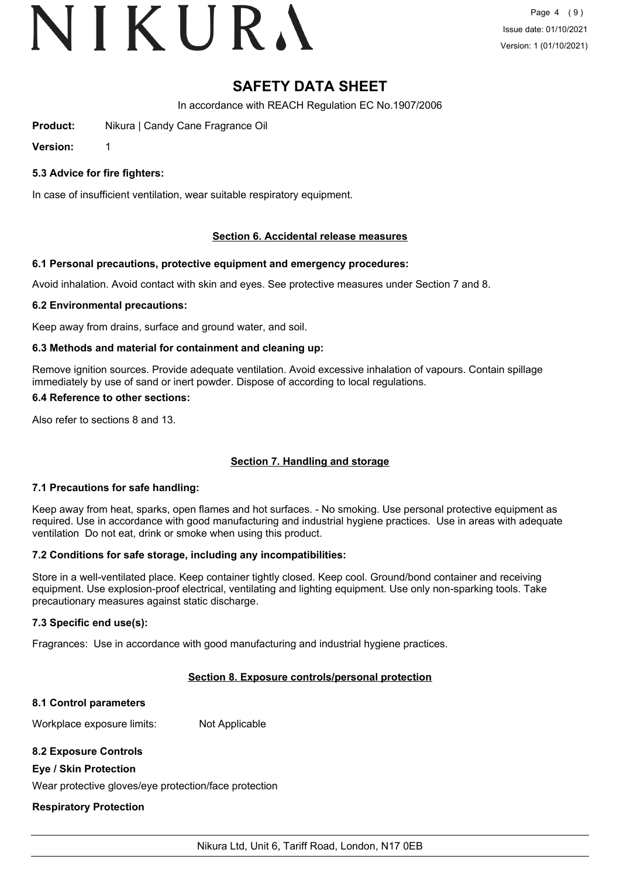# SAFETY DATA SHEET

In accordance with REACH Regulation EC No.1907/2006

**Product:** Nikura | Candy Cane Fragrance Oil

**Version:** 1

### 5.3 Advice for fire fighters:

In case of insufficient ventilation, wear suitable respiratory equipment.

## Section 6. Accidental release measures

### 6.1 Personal precautions, protective equipment and emergency procedures:

Avoid inhalation. Avoid contact with skin and eyes. See protective measures under Section 7 and 8.

### 6.2 Environmental precautions:

Keep away from drains, surface and ground water, and soil.

### 6.3 Methods and material for containment and cleaning up:

Remove ignition sources. Provide adequate ventilation. Avoid excessive inhalation of vapours. Contain spillage immediately by use of sand or inert powder. Dispose of according to local regulations.

### 6.4 Reference to other sections:

Also refer to sections 8 and 13.

## Section 7. Handling and storage

### 7.1 Precautions for safe handling:

Keep away from heat, sparks, open flames and hot surfaces. - No smoking. Use personal protective equipment as required. Use in accordance with good manufacturing and industrial hygiene practices. Use in areas with adequate ventilation Do not eat, drink or smoke when using this product.

### 7.2 Conditions for safe storage, including any incompatibilities:

Store in a well-ventilated place. Keep container tightly closed. Keep cool. Ground/bond container and receiving equipment. Use explosion-proof electrical, ventilating and lighting equipment. Use only non-sparking tools. Take precautionary measures against static discharge.

### 7.3 Specific end use(s):

Fragrances: Use in accordance with good manufacturing and industrial hygiene practices.

## Section 8. Exposure controls/personal protection

### 8.1 Control parameters

Workplace exposure limits: Not Applicable

### 8.2 Exposure Controls

**Eye / Skin Protection**

Wear protective gloves/eye protection/face protection

**Respiratory Protection**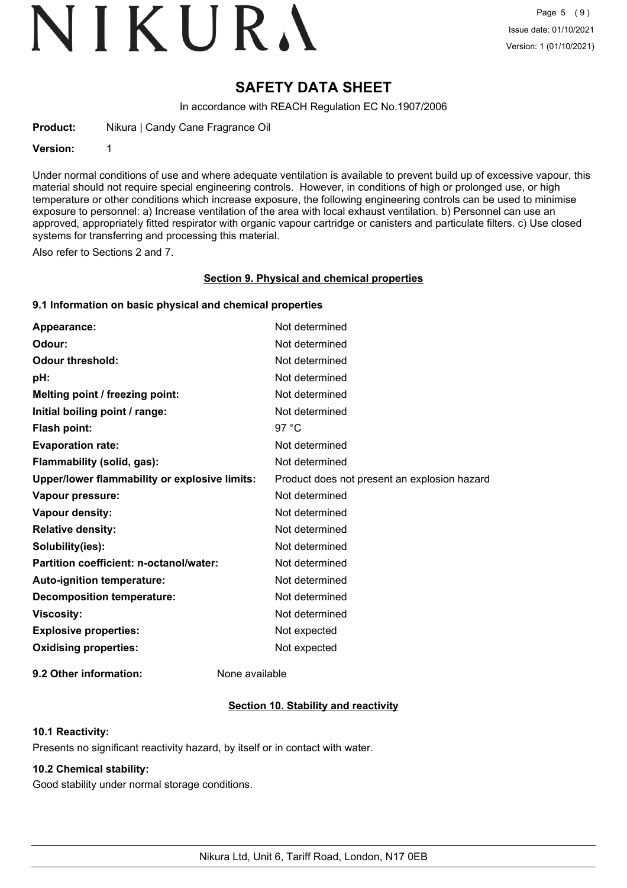Under normal conditions of use and where adequate ventilation is available to prevent build up of excessive vapour, this material should not require special engineering controls. However, in conditions of high or prolonged use, or high temperature or other conditions which increase exposure, the following engineering controls can be used to minimise exposure to personnel: a) Increase ventilation of the area with local exhaust ventilation. b) Personnel can use an approved, appropriately fitted respirator with organic vapour cartridge or canisters and particulate filters. c) Use closed systems for transferring and processing this material.

Also refer to Sections 2 and 7.

## Section 9. Physical and chemical properties

### 9.1 Information on basic physical and chemical properties

| | |
|---|---|
| **Appearance:** | Not determined |
| **Odour:** | Not determined |
| **Odour threshold:** | Not determined |
| **pH:** | Not determined |
| **Melting point / freezing point:** | Not determined |
| **Initial boiling point / range:** | Not determined |
| **Flash point:** | 97 °C |
| **Evaporation rate:** | Not determined |
| **Flammability (solid, gas):** | Not determined |
| **Upper/lower flammability or explosive limits:** | Product does not present an explosion hazard |
| **Vapour pressure:** | Not determined |
| **Vapour density:** | Not determined |
| **Relative density:** | Not determined |
| **Solubility(ies):** | Not determined |
| **Partition coefficient: n-octanol/water:** | Not determined |
| **Auto-ignition temperature:** | Not determined |
| **Decomposition temperature:** | Not determined |
| **Viscosity:** | Not determined |
| **Explosive properties:** | Not expected |
| **Oxidising properties:** | Not expected |

**9.2 Other information:** None available

## Section 10. Stability and reactivity

### 10.1 Reactivity:

Presents no significant reactivity hazard, by itself or in contact with water.

### 10.2 Chemical stability:

Good stability under normal storage conditions.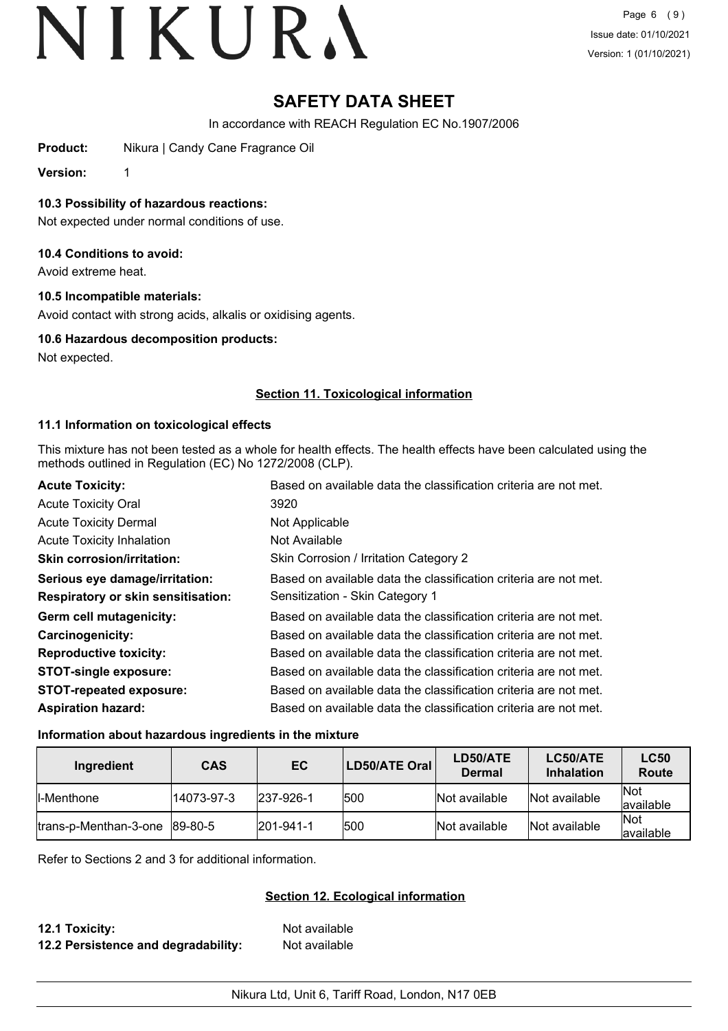# SAFETY DATA SHEET

In accordance with REACH Regulation EC No.1907/2006

**Product:** Nikura | Candy Cane Fragrance Oil

**Version:** 1

### 10.3 Possibility of hazardous reactions:

Not expected under normal conditions of use.

### 10.4 Conditions to avoid:

Avoid extreme heat.

### 10.5 Incompatible materials:

Avoid contact with strong acids, alkalis or oxidising agents.

### 10.6 Hazardous decomposition products:

Not expected.

## Section 11. Toxicological information

### 11.1 Information on toxicological effects

This mixture has not been tested as a whole for health effects. The health effects have been calculated using the methods outlined in Regulation (EC) No 1272/2008 (CLP).

| | |
|---|---|
| **Acute Toxicity:** | Based on available data the classification criteria are not met. |
| Acute Toxicity Oral | 3920 |
| Acute Toxicity Dermal | Not Applicable |
| Acute Toxicity Inhalation | Not Available |
| **Skin corrosion/irritation:** | Skin Corrosion / Irritation Category 2 |
| **Serious eye damage/irritation:** | Based on available data the classification criteria are not met. |
| **Respiratory or skin sensitisation:** | Sensitization - Skin Category 1 |
| **Germ cell mutagenicity:** | Based on available data the classification criteria are not met. |
| **Carcinogenicity:** | Based on available data the classification criteria are not met. |
| **Reproductive toxicity:** | Based on available data the classification criteria are not met. |
| **STOT-single exposure:** | Based on available data the classification criteria are not met. |
| **STOT-repeated exposure:** | Based on available data the classification criteria are not met. |
| **Aspiration hazard:** | Based on available data the classification criteria are not met. |

### Information about hazardous ingredients in the mixture

| Ingredient | CAS | EC | LD50/ATE Oral | LD50/ATE Dermal | LC50/ATE Inhalation | LC50 Route |
|---|---|---|---|---|---|---|
| l-Menthone | 14073-97-3 | 237-926-1 | 500 | Not available | Not available | Not available |
| trans-p-Menthan-3-one | 89-80-5 | 201-941-1 | 500 | Not available | Not available | Not available |

Refer to Sections 2 and 3 for additional information.

## Section 12. Ecological information

| | |
|---|---|
| **12.1 Toxicity:** | Not available |
| **12.2 Persistence and degradability:** | Not available |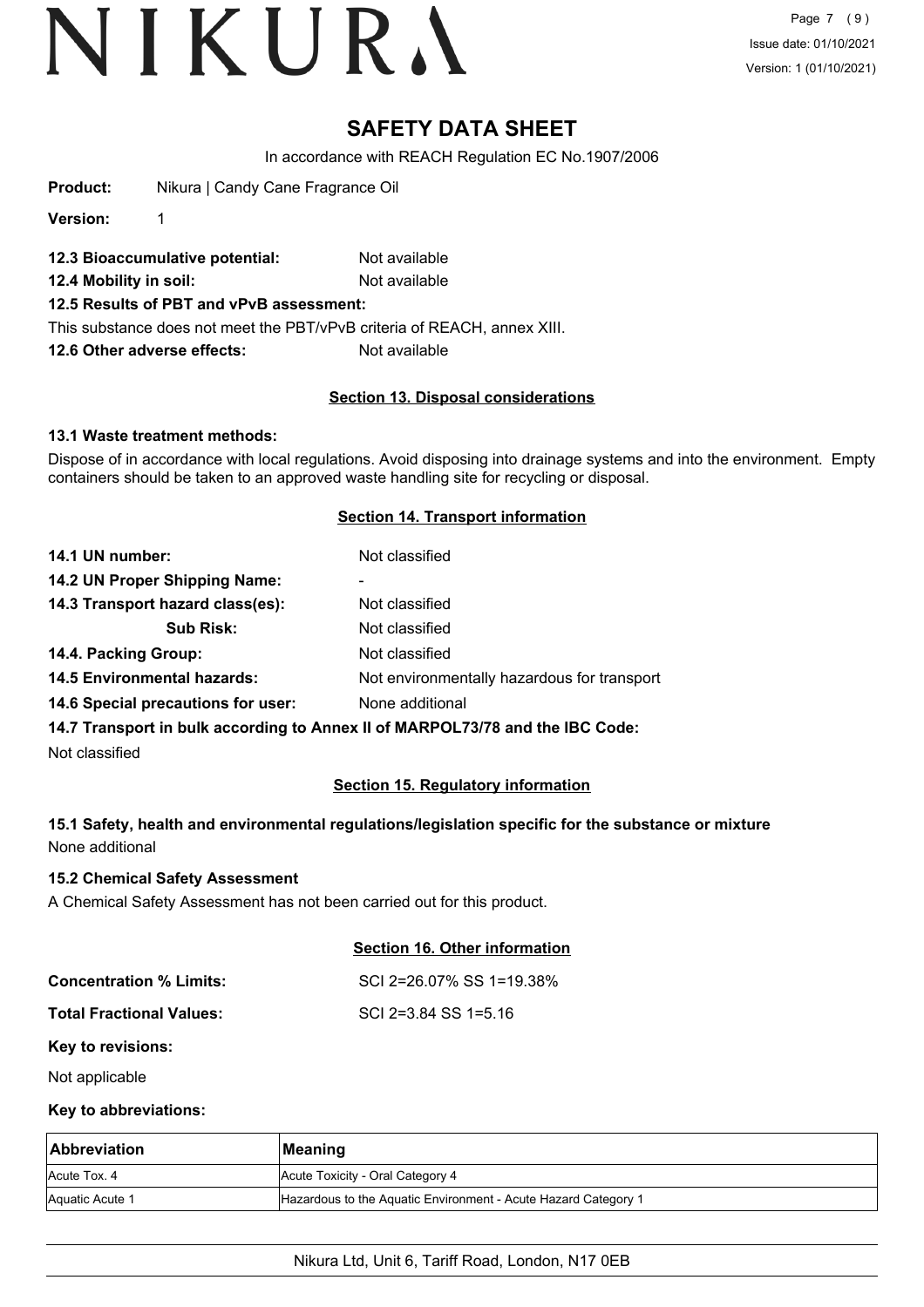**Product:** Nikura | Candy Cane Fragrance Oil

**Version:** 1

**12.3 Bioaccumulative potential:** Not available

**12.4 Mobility in soil:** Not available

**12.5 Results of PBT and vPvB assessment:**

This substance does not meet the PBT/vPvB criteria of REACH, annex XIII.

**12.6 Other adverse effects:** Not available

## Section 13. Disposal considerations

### 13.1 Waste treatment methods:

Dispose of in accordance with local regulations. Avoid disposing into drainage systems and into the environment. Empty containers should be taken to an approved waste handling site for recycling or disposal.

## Section 14. Transport information

**14.1 UN number:** Not classified

**14.2 UN Proper Shipping Name:** -

**14.3 Transport hazard class(es):** Not classified

**Sub Risk:** Not classified

**14.4. Packing Group:** Not classified

**14.5 Environmental hazards:** Not environmentally hazardous for transport

**14.6 Special precautions for user:** None additional

**14.7 Transport in bulk according to Annex II of MARPOL73/78 and the IBC Code:**

Not classified

## Section 15. Regulatory information

### 15.1 Safety, health and environmental regulations/legislation specific for the substance or mixture

None additional

### 15.2 Chemical Safety Assessment

A Chemical Safety Assessment has not been carried out for this product.

## Section 16. Other information

**Concentration % Limits:** SCI 2=26.07% SS 1=19.38%

**Total Fractional Values:** SCI 2=3.84 SS 1=5.16

**Key to revisions:**

Not applicable

**Key to abbreviations:**

| Abbreviation | Meaning |
|---|---|
| Acute Tox. 4 | Acute Toxicity - Oral Category 4 |
| Aquatic Acute 1 | Hazardous to the Aquatic Environment - Acute Hazard Category 1 |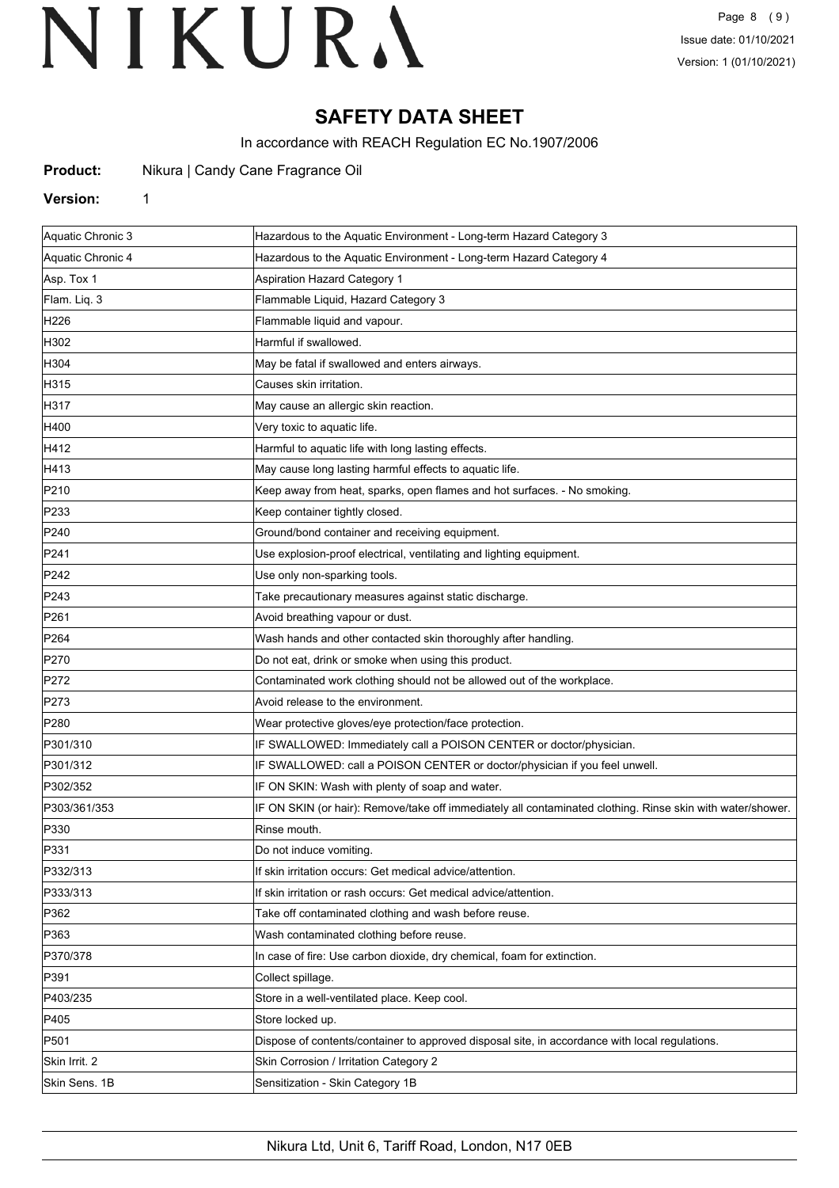# SAFETY DATA SHEET

In accordance with REACH Regulation EC No.1907/2006

**Product:** Nikura | Candy Cane Fragrance Oil

**Version:** 1

| | |
|---|---|
| Aquatic Chronic 3 | Hazardous to the Aquatic Environment - Long-term Hazard Category 3 |
| Aquatic Chronic 4 | Hazardous to the Aquatic Environment - Long-term Hazard Category 4 |
| Asp. Tox 1 | Aspiration Hazard Category 1 |
| Flam. Liq. 3 | Flammable Liquid, Hazard Category 3 |
| H226 | Flammable liquid and vapour. |
| H302 | Harmful if swallowed. |
| H304 | May be fatal if swallowed and enters airways. |
| H315 | Causes skin irritation. |
| H317 | May cause an allergic skin reaction. |
| H400 | Very toxic to aquatic life. |
| H412 | Harmful to aquatic life with long lasting effects. |
| H413 | May cause long lasting harmful effects to aquatic life. |
| P210 | Keep away from heat, sparks, open flames and hot surfaces. - No smoking. |
| P233 | Keep container tightly closed. |
| P240 | Ground/bond container and receiving equipment. |
| P241 | Use explosion-proof electrical, ventilating and lighting equipment. |
| P242 | Use only non-sparking tools. |
| P243 | Take precautionary measures against static discharge. |
| P261 | Avoid breathing vapour or dust. |
| P264 | Wash hands and other contacted skin thoroughly after handling. |
| P270 | Do not eat, drink or smoke when using this product. |
| P272 | Contaminated work clothing should not be allowed out of the workplace. |
| P273 | Avoid release to the environment. |
| P280 | Wear protective gloves/eye protection/face protection. |
| P301/310 | IF SWALLOWED: Immediately call a POISON CENTER or doctor/physician. |
| P301/312 | IF SWALLOWED: call a POISON CENTER or doctor/physician if you feel unwell. |
| P302/352 | IF ON SKIN: Wash with plenty of soap and water. |
| P303/361/353 | IF ON SKIN (or hair): Remove/take off immediately all contaminated clothing. Rinse skin with water/shower. |
| P330 | Rinse mouth. |
| P331 | Do not induce vomiting. |
| P332/313 | If skin irritation occurs: Get medical advice/attention. |
| P333/313 | If skin irritation or rash occurs: Get medical advice/attention. |
| P362 | Take off contaminated clothing and wash before reuse. |
| P363 | Wash contaminated clothing before reuse. |
| P370/378 | In case of fire: Use carbon dioxide, dry chemical, foam for extinction. |
| P391 | Collect spillage. |
| P403/235 | Store in a well-ventilated place. Keep cool. |
| P405 | Store locked up. |
| P501 | Dispose of contents/container to approved disposal site, in accordance with local regulations. |
| Skin Irrit. 2 | Skin Corrosion / Irritation Category 2 |
| Skin Sens. 1B | Sensitization - Skin Category 1B |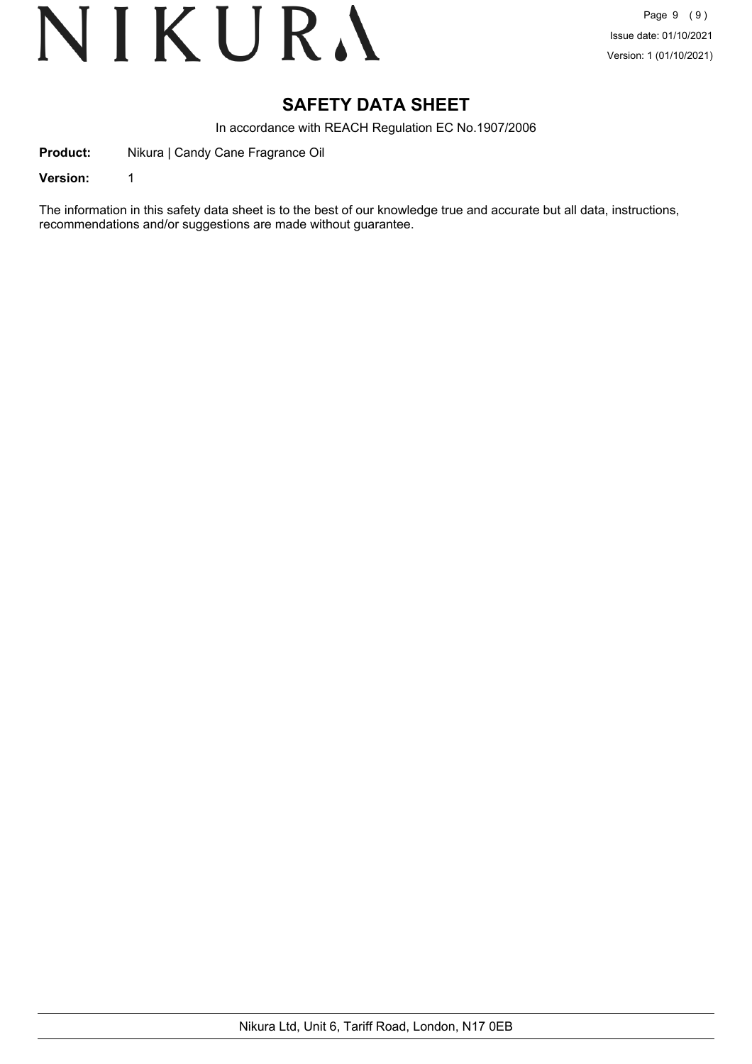# SAFETY DATA SHEET

In accordance with REACH Regulation EC No.1907/2006

**Product:** Nikura | Candy Cane Fragrance Oil

**Version:** 1

The information in this safety data sheet is to the best of our knowledge true and accurate but all data, instructions, recommendations and/or suggestions are made without guarantee.